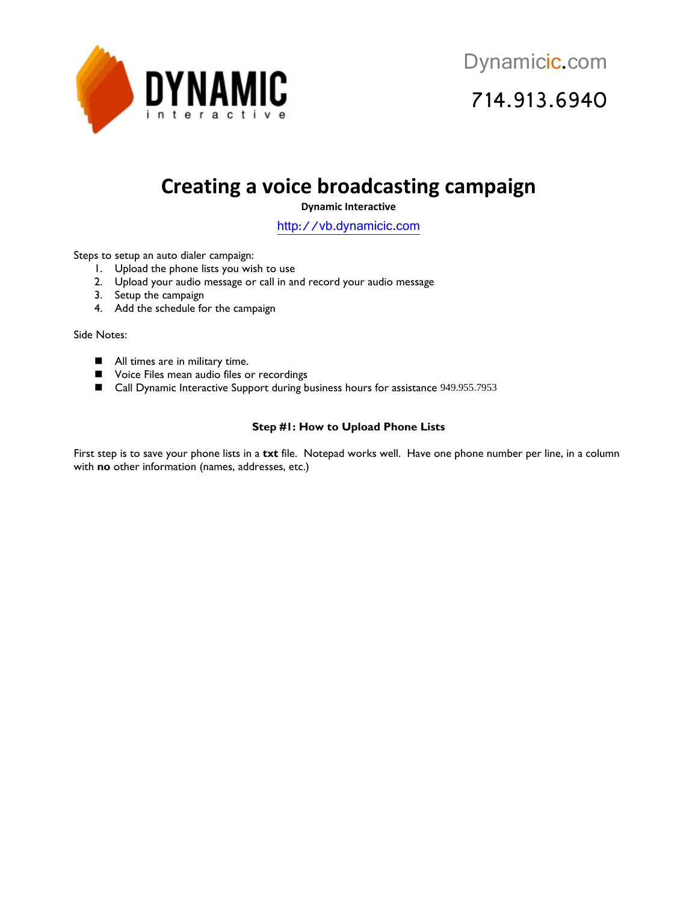DYNAMIC interactive

Dynamicic.com

714.913.6940

# Creating a voice broadcasting campaign

**Dynamic Interactive**

http://vb.dynamicic.com

Steps to setup an auto dialer campaign:

1. Upload the phone lists you wish to use
2. Upload your audio message or call in and record your audio message
3. Setup the campaign
4. Add the schedule for the campaign

Side Notes:

- All times are in military time.
- Voice Files mean audio files or recordings
- Call Dynamic Interactive Support during business hours for assistance 949.955.7953

### Step #1: How to Upload Phone Lists

First step is to save your phone lists in a **txt** file. Notepad works well. Have one phone number per line, in a column with **no** other information (names, addresses, etc.)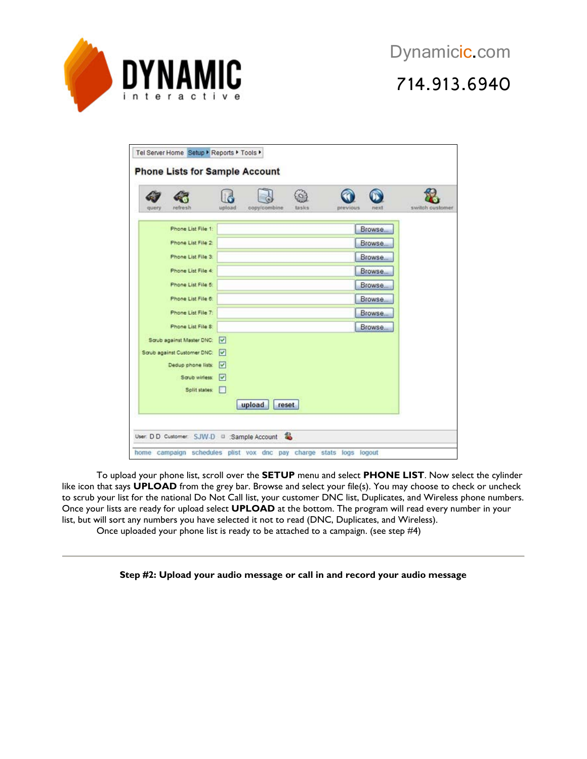To upload your phone list, scroll over the **SETUP** menu and select **PHONE LIST**. Now select the cylinder like icon that says **UPLOAD** from the grey bar. Browse and select your file(s). You may choose to check or uncheck to scrub your list for the national Do Not Call list, your customer DNC list, Duplicates, and Wireless phone numbers. Once your lists are ready for upload select **UPLOAD** at the bottom. The program will read every number in your list, but will sort any numbers you have selected it not to read (DNC, Duplicates, and Wireless).

Once uploaded your phone list is ready to be attached to a campaign. (see step #4)

---

**Step #2: Upload your audio message or call in and record your audio message**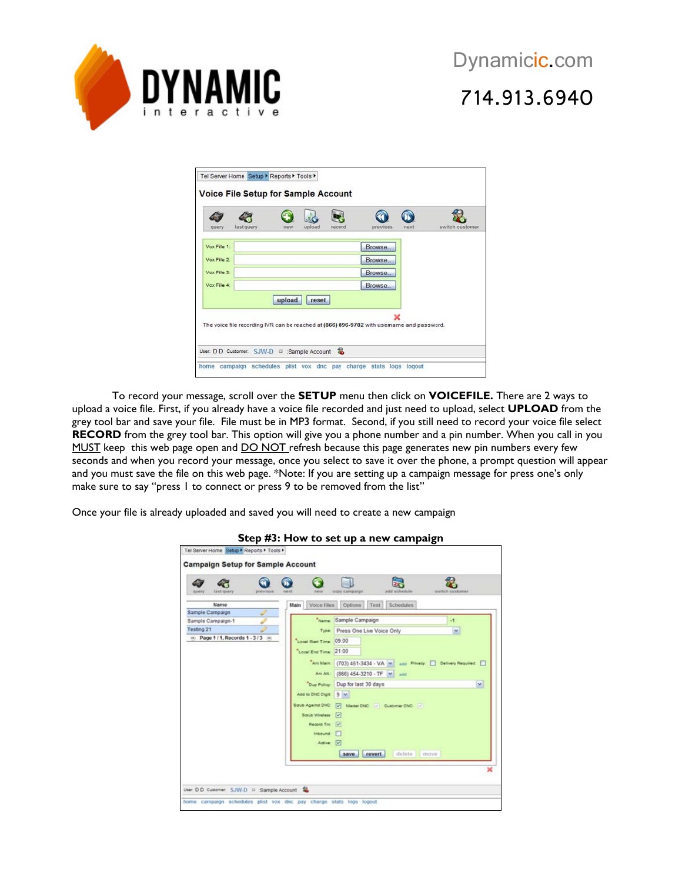To record your message, scroll over the **SETUP** menu then click on **VOICEFILE.** There are 2 ways to upload a voice file. First, if you already have a voice file recorded and just need to upload, select **UPLOAD** from the grey tool bar and save your file. File must be in MP3 format. Second, if you still need to record your voice file select **RECORD** from the grey tool bar. This option will give you a phone number and a pin number. When you call in you MUST keep this web page open and DO NOT refresh because this page generates new pin numbers every few seconds and when you record your message, once you select to save it over the phone, a prompt question will appear and you must save the file on this web page. *Note: If you are setting up a campaign message for press one's only make sure to say "press 1 to connect or press 9 to be removed from the list"

Once your file is already uploaded and saved you will need to create a new campaign

## Step #3: How to set up a new campaign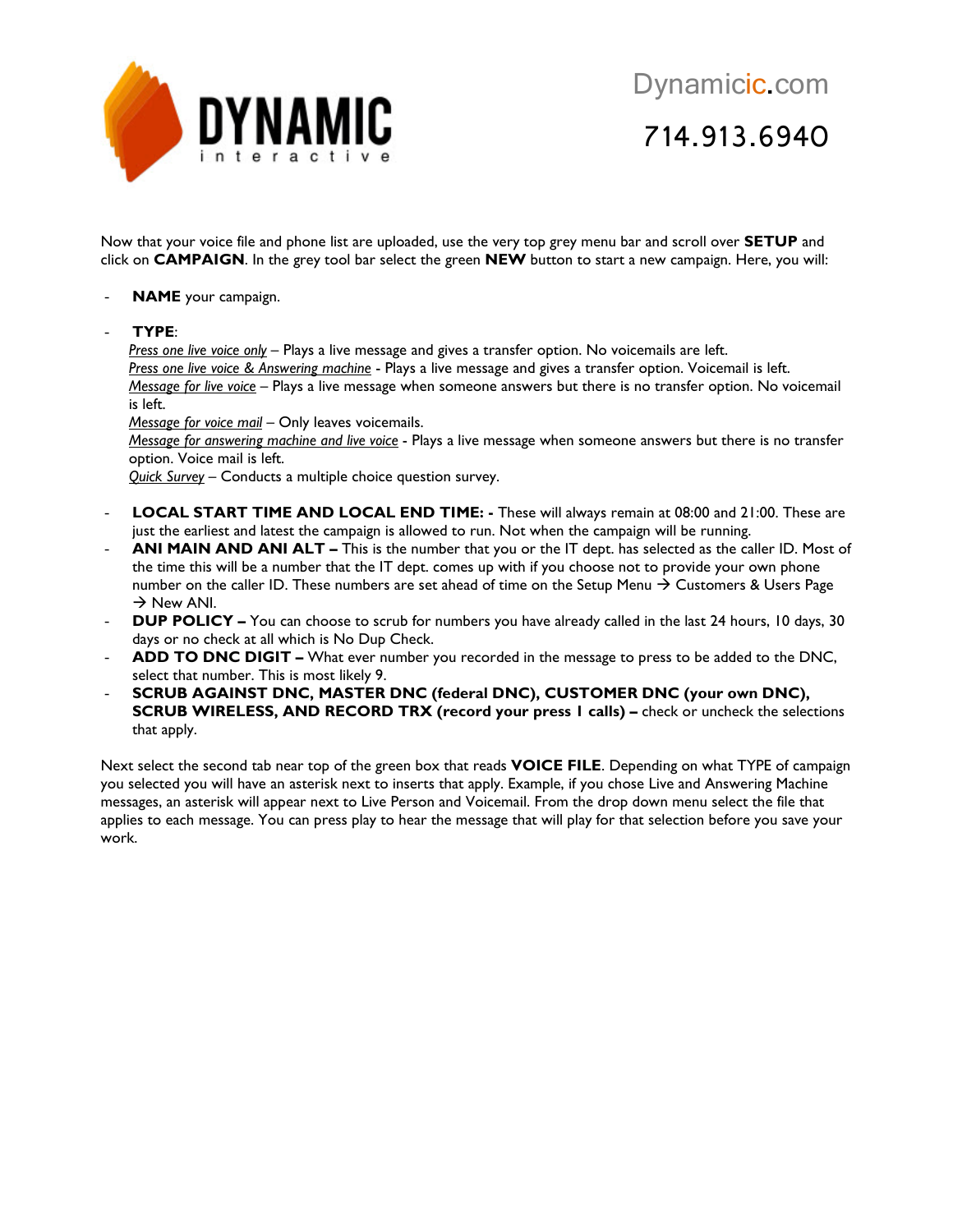Now that your voice file and phone list are uploaded, use the very top grey menu bar and scroll over **SETUP** and click on **CAMPAIGN**. In the grey tool bar select the green **NEW** button to start a new campaign. Here, you will:

- **NAME** your campaign.

- **TYPE**:
  *Press one live voice only* – Plays a live message and gives a transfer option. No voicemails are left.
  *Press one live voice & Answering machine* - Plays a live message and gives a transfer option. Voicemail is left.
  *Message for live voice* – Plays a live message when someone answers but there is no transfer option. No voicemail is left.
  *Message for voice mail* – Only leaves voicemails.
  *Message for answering machine and live voice* - Plays a live message when someone answers but there is no transfer option. Voice mail is left.
  *Quick Survey* – Conducts a multiple choice question survey.

- **LOCAL START TIME AND LOCAL END TIME: -** These will always remain at 08:00 and 21:00. These are just the earliest and latest the campaign is allowed to run. Not when the campaign will be running.
- **ANI MAIN AND ANI ALT –** This is the number that you or the IT dept. has selected as the caller ID. Most of the time this will be a number that the IT dept. comes up with if you choose not to provide your own phone number on the caller ID. These numbers are set ahead of time on the Setup Menu → Customers & Users Page → New ANI.
- **DUP POLICY –** You can choose to scrub for numbers you have already called in the last 24 hours, 10 days, 30 days or no check at all which is No Dup Check.
- **ADD TO DNC DIGIT –** What ever number you recorded in the message to press to be added to the DNC, select that number. This is most likely 9.
- **SCRUB AGAINST DNC, MASTER DNC (federal DNC), CUSTOMER DNC (your own DNC), SCRUB WIRELESS, AND RECORD TRX (record your press 1 calls) –** check or uncheck the selections that apply.

Next select the second tab near top of the green box that reads **VOICE FILE**. Depending on what TYPE of campaign you selected you will have an asterisk next to inserts that apply. Example, if you chose Live and Answering Machine messages, an asterisk will appear next to Live Person and Voicemail. From the drop down menu select the file that applies to each message. You can press play to hear the message that will play for that selection before you save your work.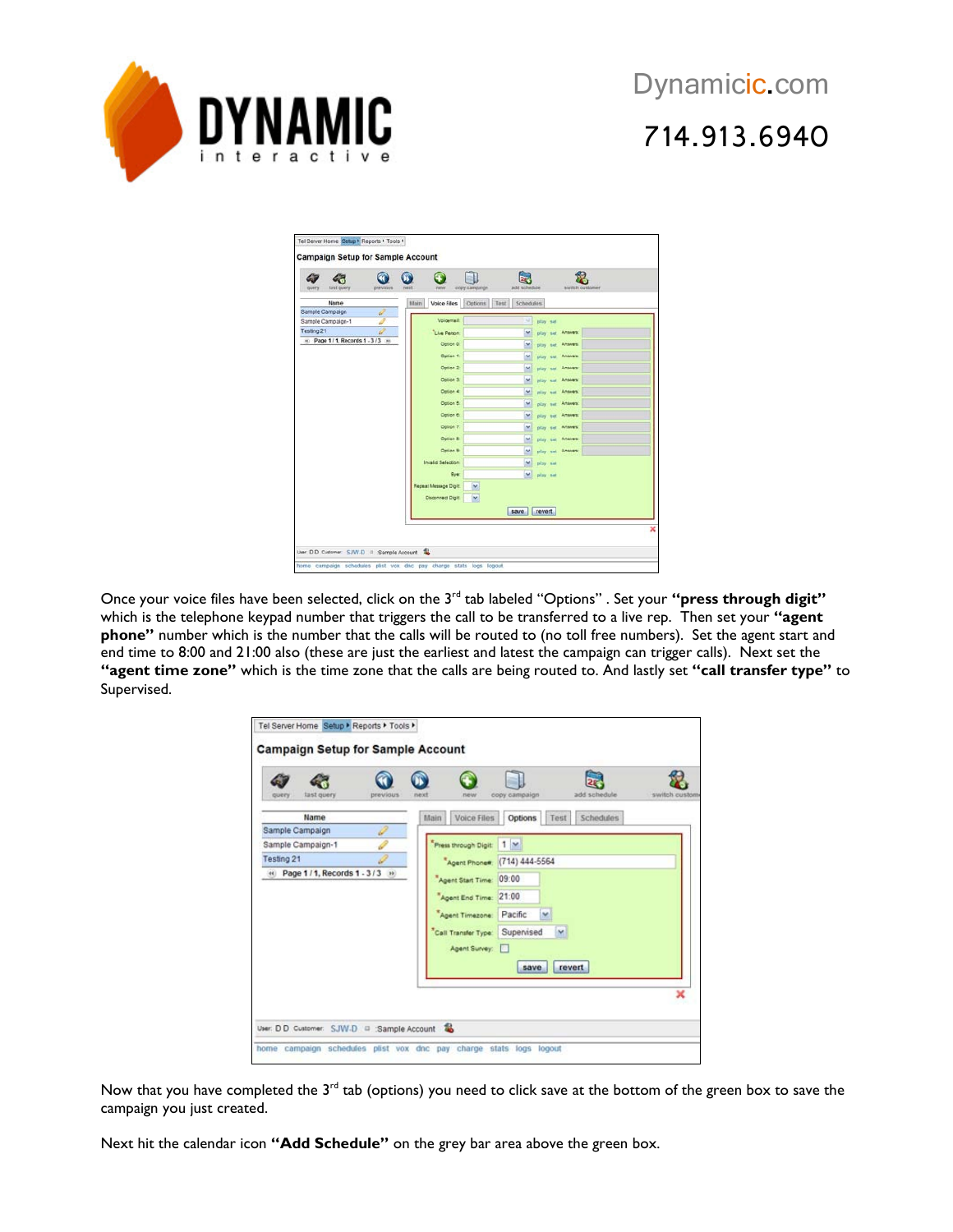Once your voice files have been selected, click on the 3rd tab labeled "Options" . Set your **"press through digit"** which is the telephone keypad number that triggers the call to be transferred to a live rep. Then set your **"agent phone"** number which is the number that the calls will be routed to (no toll free numbers). Set the agent start and end time to 8:00 and 21:00 also (these are just the earliest and latest the campaign can trigger calls). Next set the **"agent time zone"** which is the time zone that the calls are being routed to. And lastly set **"call transfer type"** to Supervised.

Now that you have completed the 3rd tab (options) you need to click save at the bottom of the green box to save the campaign you just created.

Next hit the calendar icon **"Add Schedule"** on the grey bar area above the green box.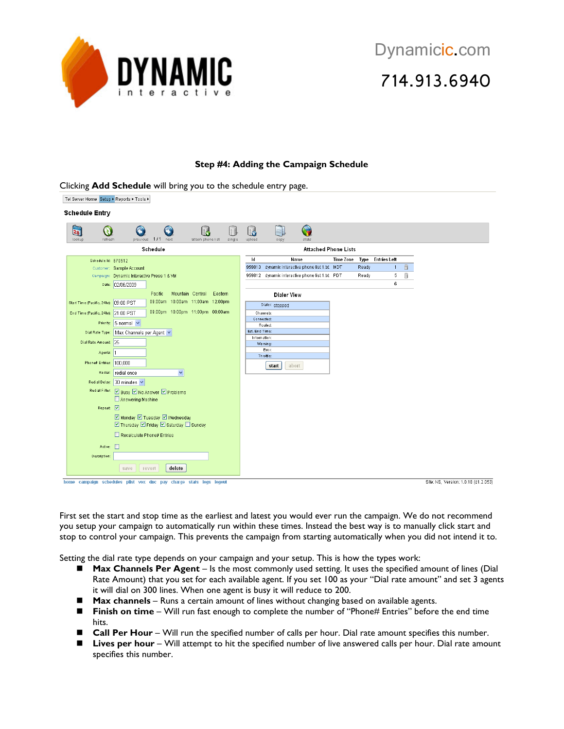**Step #4: Adding the Campaign Schedule**

Clicking **Add Schedule** will bring you to the schedule entry page.

First set the start and stop time as the earliest and latest you would ever run the campaign. We do not recommend you setup your campaign to automatically run within these times. Instead the best way is to manually click start and stop to control your campaign. This prevents the campaign from starting automatically when you did not intend it to.

Setting the dial rate type depends on your campaign and your setup. This is how the types work:

- **Max Channels Per Agent** – Is the most commonly used setting. It uses the specified amount of lines (Dial Rate Amount) that you set for each available agent. If you set 100 as your "Dial rate amount" and set 3 agents it will dial on 300 lines. When one agent is busy it will reduce to 200.
- **Max channels** – Runs a certain amount of lines without changing based on available agents.
- **Finish on time** – Will run fast enough to complete the number of "Phone# Entries" before the end time hits.
- **Call Per Hour** – Will run the specified number of calls per hour. Dial rate amount specifies this number.
- **Lives per hour** – Will attempt to hit the specified number of live answered calls per hour. Dial rate amount specifies this number.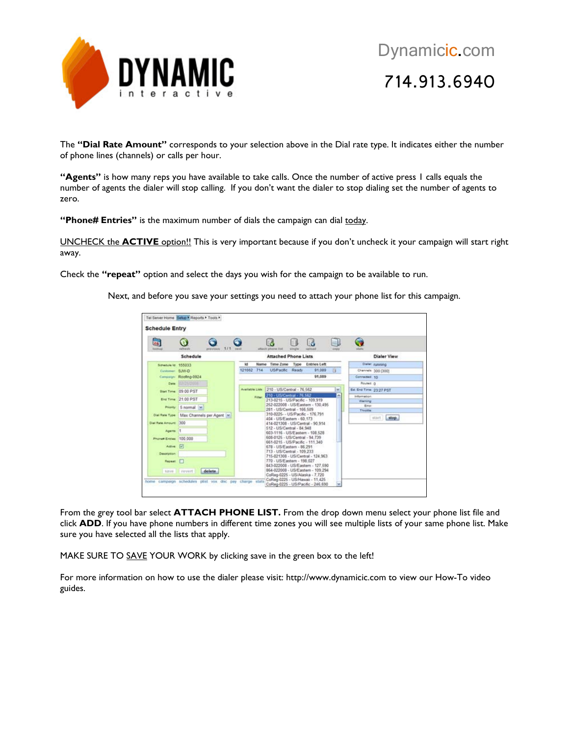The **"Dial Rate Amount"** corresponds to your selection above in the Dial rate type. It indicates either the number of phone lines (channels) or calls per hour.

**"Agents"** is how many reps you have available to take calls. Once the number of active press 1 calls equals the number of agents the dialer will stop calling. If you don't want the dialer to stop dialing set the number of agents to zero.

**"Phone# Entries"** is the maximum number of dials the campaign can dial today.

UNCHECK the **ACTIVE** option!! This is very important because if you don't uncheck it your campaign will start right away.

Check the **"repeat"** option and select the days you wish for the campaign to be available to run.

Next, and before you save your settings you need to attach your phone list for this campaign.

From the grey tool bar select **ATTACH PHONE LIST.** From the drop down menu select your phone list file and click **ADD**. If you have phone numbers in different time zones you will see multiple lists of your same phone list. Make sure you have selected all the lists that apply.

MAKE SURE TO SAVE YOUR WORK by clicking save in the green box to the left!

For more information on how to use the dialer please visit: http://www.dynamicic.com to view our How-To video guides.